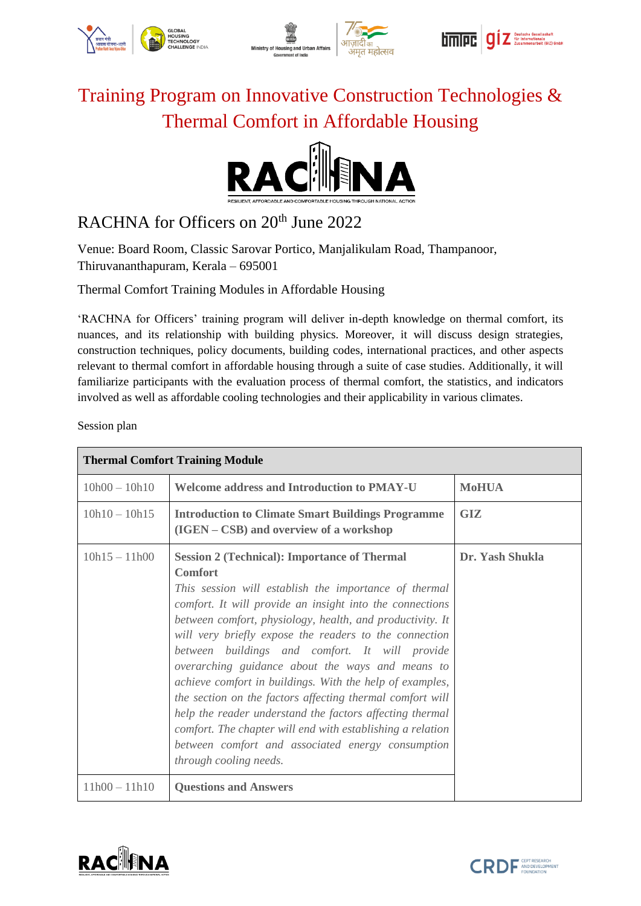# Training Program on Innovative Construction Technologies & Thermal Comfort in Affordable Housing

RACHNA

RESILIENT, AFFORDABLE AND COMFORTABLE HOUSING THROUGH NATIONAL ACTION

## RACHNA for Officers on 20th June 2022

Venue: Board Room, Classic Sarovar Portico, Manjalikulam Road, Thampanoor, Thiruvananthapuram, Kerala – 695001

Thermal Comfort Training Modules in Affordable Housing

'RACHNA for Officers' training program will deliver in-depth knowledge on thermal comfort, its nuances, and its relationship with building physics. Moreover, it will discuss design strategies, construction techniques, policy documents, building codes, international practices, and other aspects relevant to thermal comfort in affordable housing through a suite of case studies. Additionally, it will familiarize participants with the evaluation process of thermal comfort, the statistics, and indicators involved as well as affordable cooling technologies and their applicability in various climates.

Session plan

| **Thermal Comfort Training Module** | | |
|---|---|---|
| 10h00 – 10h10 | **Welcome address and Introduction to PMAY-U** | **MoHUA** |
| 10h10 – 10h15 | **Introduction to Climate Smart Buildings Programme (IGEN – CSB) and overview of a workshop** | **GIZ** |
| 10h15 – 11h00 | **Session 2 (Technical): Importance of Thermal Comfort**<br>*This session will establish the importance of thermal comfort. It will provide an insight into the connections between comfort, physiology, health, and productivity. It will very briefly expose the readers to the connection between buildings and comfort. It will provide overarching guidance about the ways and means to achieve comfort in buildings. With the help of examples, the section on the factors affecting thermal comfort will help the reader understand the factors affecting thermal comfort. The chapter will end with establishing a relation between comfort and associated energy consumption through cooling needs.* | **Dr. Yash Shukla** |
| 11h00 – 11h10 | **Questions and Answers** | |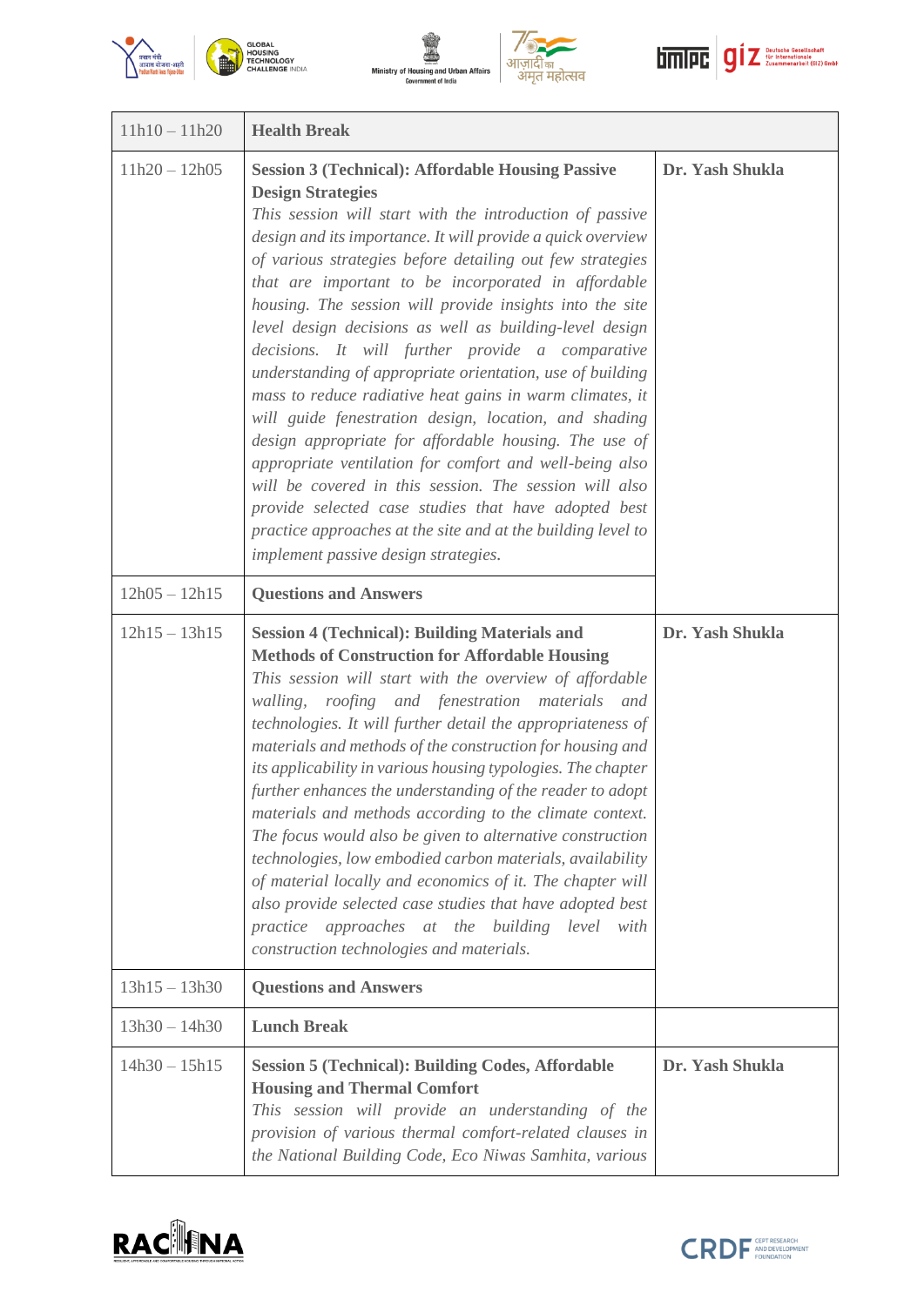| 11h10 – 11h20 | **Health Break** | |
|---|---|---|
| 11h20 – 12h05 | **Session 3 (Technical): Affordable Housing Passive Design Strategies** *This session will start with the introduction of passive design and its importance. It will provide a quick overview of various strategies before detailing out few strategies that are important to be incorporated in affordable housing. The session will provide insights into the site level design decisions as well as building-level design decisions. It will further provide a comparative understanding of appropriate orientation, use of building mass to reduce radiative heat gains in warm climates, it will guide fenestration design, location, and shading design appropriate for affordable housing. The use of appropriate ventilation for comfort and well-being also will be covered in this session. The session will also provide selected case studies that have adopted best practice approaches at the site and at the building level to implement passive design strategies.* | **Dr. Yash Shukla** |
| 12h05 – 12h15 | **Questions and Answers** | |
| 12h15 – 13h15 | **Session 4 (Technical): Building Materials and Methods of Construction for Affordable Housing** *This session will start with the overview of affordable walling, roofing and fenestration materials and technologies. It will further detail the appropriateness of materials and methods of the construction for housing and its applicability in various housing typologies. The chapter further enhances the understanding of the reader to adopt materials and methods according to the climate context. The focus would also be given to alternative construction technologies, low embodied carbon materials, availability of material locally and economics of it. The chapter will also provide selected case studies that have adopted best practice approaches at the building level with construction technologies and materials.* | **Dr. Yash Shukla** |
| 13h15 – 13h30 | **Questions and Answers** | |
| 13h30 – 14h30 | **Lunch Break** | |
| 14h30 – 15h15 | **Session 5 (Technical): Building Codes, Affordable Housing and Thermal Comfort** *This session will provide an understanding of the provision of various thermal comfort-related clauses in the National Building Code, Eco Niwas Samhita, various* | **Dr. Yash Shukla** |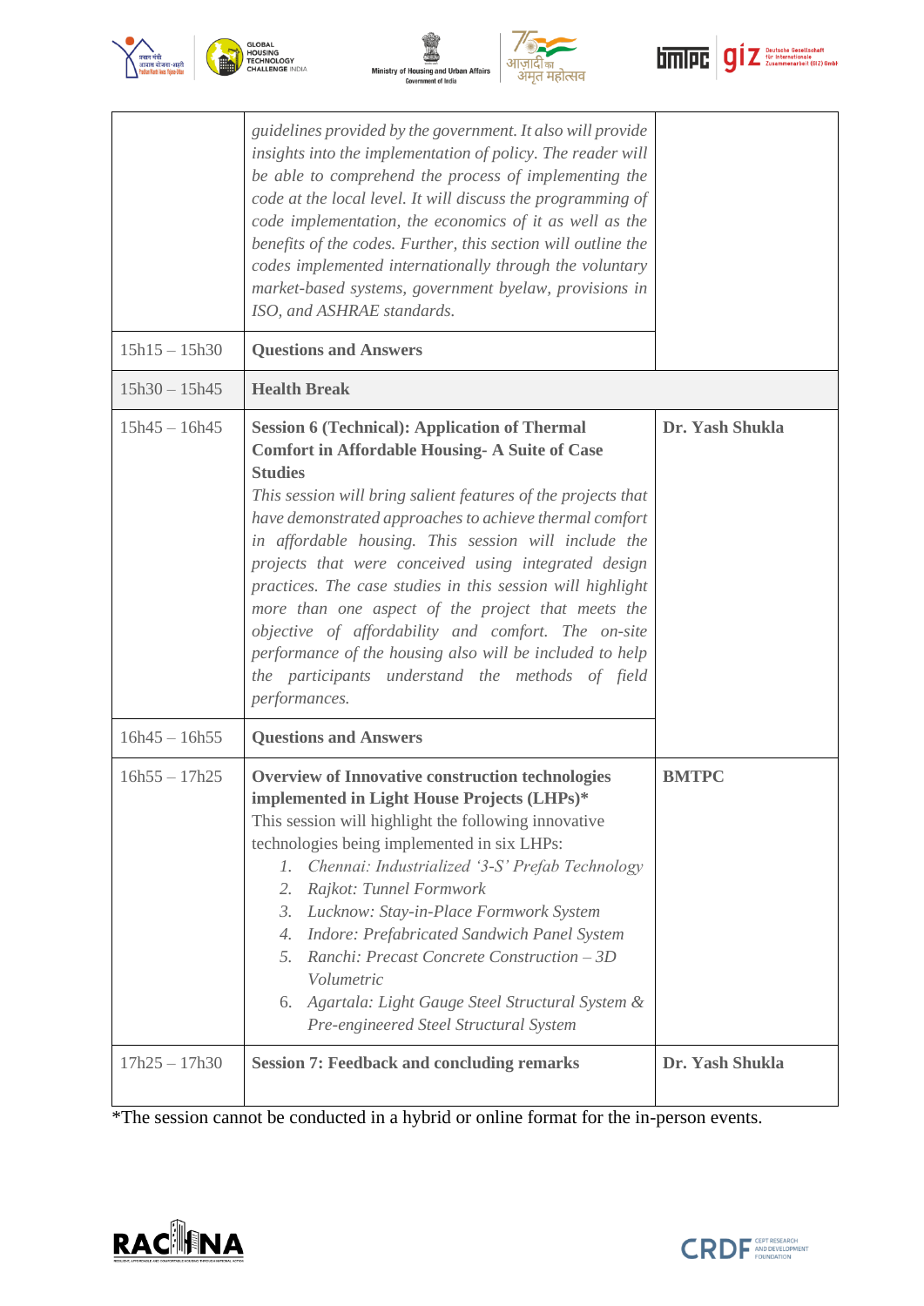| | | |
|---|---|---|
| | *guidelines provided by the government. It also will provide insights into the implementation of policy. The reader will be able to comprehend the process of implementing the code at the local level. It will discuss the programming of code implementation, the economics of it as well as the benefits of the codes. Further, this section will outline the codes implemented internationally through the voluntary market-based systems, government byelaw, provisions in ISO, and ASHRAE standards.* | |
| 15h15 – 15h30 | **Questions and Answers** | |
| 15h30 – 15h45 | **Health Break** | |
| 15h45 – 16h45 | **Session 6 (Technical): Application of Thermal Comfort in Affordable Housing- A Suite of Case Studies** *This session will bring salient features of the projects that have demonstrated approaches to achieve thermal comfort in affordable housing. This session will include the projects that were conceived using integrated design practices. The case studies in this session will highlight more than one aspect of the project that meets the objective of affordability and comfort. The on-site performance of the housing also will be included to help the participants understand the methods of field performances.* | **Dr. Yash Shukla** |
| 16h45 – 16h55 | **Questions and Answers** | |
| 16h55 – 17h25 | **Overview of Innovative construction technologies implemented in Light House Projects (LHPs)*** This session will highlight the following innovative technologies being implemented in six LHPs: 1. *Chennai: Industrialized '3-S' Prefab Technology* 2. *Rajkot: Tunnel Formwork* 3. *Lucknow: Stay-in-Place Formwork System* 4. *Indore: Prefabricated Sandwich Panel System* 5. *Ranchi: Precast Concrete Construction – 3D Volumetric* 6. *Agartala: Light Gauge Steel Structural System & Pre-engineered Steel Structural System* | **BMTPC** |
| 17h25 – 17h30 | **Session 7: Feedback and concluding remarks** | **Dr. Yash Shukla** |

*The session cannot be conducted in a hybrid or online format for the in-person events.